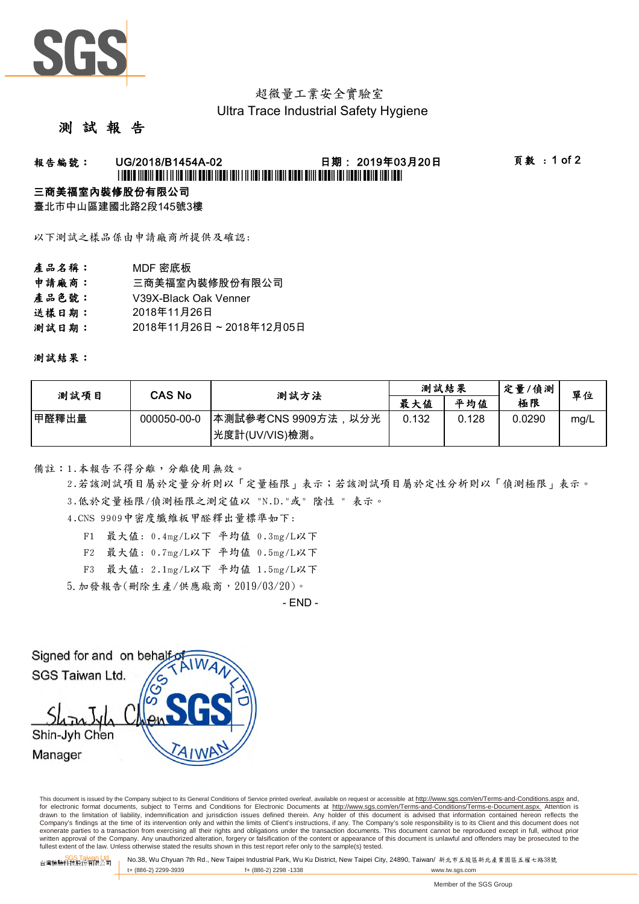超微量工業安全實驗室

Ultra Trace Industrial Safety Hygiene

# 測 試 報 告

**報告編號：** UG/2018/B1454A-02　　**日期：** 2019年03月20日　　**頁數：** 1 of 2

**三商美福室內裝修股份有限公司**

臺北市中山區建國北路2段145號3樓

以下測試之樣品係由申請廠商所提供及確認:

**產品名稱：** MDF 密底板

**申請廠商：** 三商美福室內裝修股份有限公司

**產品色號：** V39X-Black Oak Venner

**送樣日期：** 2018年11月26日

**測試日期：** 2018年11月26日 ~ 2018年12月05日

**測試結果：**

| 測試項目 | CAS No | 測試方法 | 測試結果 | | 定量/偵測極限 | 單位 |
|---|---|---|---|---|---|---|
| | | | 最大值 | 平均值 | | |
| 甲醛釋出量 | 000050-00-0 | 本測試參考CNS 9909方法，以分光光度計(UV/VIS)檢測。 | 0.132 | 0.128 | 0.0290 | mg/L |

備註：1.本報告不得分離，分離使用無效。

2.若該測試項目屬於定量分析則以「定量極限」表示；若該測試項目屬於定性分析則以「偵測極限」表示。

3.低於定量極限/偵測極限之測定值以 "N.D."或" 陰性 " 表示。

4.CNS 9909中密度纖維板甲醛釋出量標準如下:

F1 最大值: 0.4mg/L以下 平均值 0.3mg/L以下

F2 最大值: 0.7mg/L以下 平均值 0.5mg/L以下

F3 最大值: 2.1mg/L以下 平均值 1.5mg/L以下

5.加發報告(刪除生產/供應廠商，2019/03/20)。

- END -

Signed for and on behalf of
SGS Taiwan Ltd.

Shin-Jyh Chen
Manager

This document is issued by the Company subject to its General Conditions of Service printed overleaf, available on request or accessible at http://www.sgs.com/en/Terms-and-Conditions.aspx and, for electronic format documents, subject to Terms and Conditions for Electronic Documents at http://www.sgs.com/en/Terms-and-Conditions/Terms-e-Document.aspx. Attention is drawn to the limitation of liability, indemnification and jurisdiction issues defined therein. Any holder of this document is advised that information contained hereon reflects the Company's findings at the time of its intervention only and within the limits of Client's instructions, if any. The Company's sole responsibility is to its Client and this document does not exonerate parties to a transaction from exercising all their rights and obligations under the transaction documents. This document cannot be reproduced except in full, without prior written approval of the Company. Any unauthorized alteration, forgery or falsification of the content or appearance of this document is unlawful and offenders may be prosecuted to the fullest extent of the law. Unless otherwise stated the results shown in this test report refer only to the sample(s) tested.

SGS Taiwan Ltd. 台灣檢驗科技股份有限公司 No.38, Wu Chyuan 7th Rd., New Taipei Industrial Park, Wu Ku District, New Taipei City, 24890, Taiwan/ 新北市五股區新北產業園區五權七路38號 t+ (886-2) 2299-3939 f+ (886-2) 2298 -1338 www.tw.sgs.com

Member of the SGS Group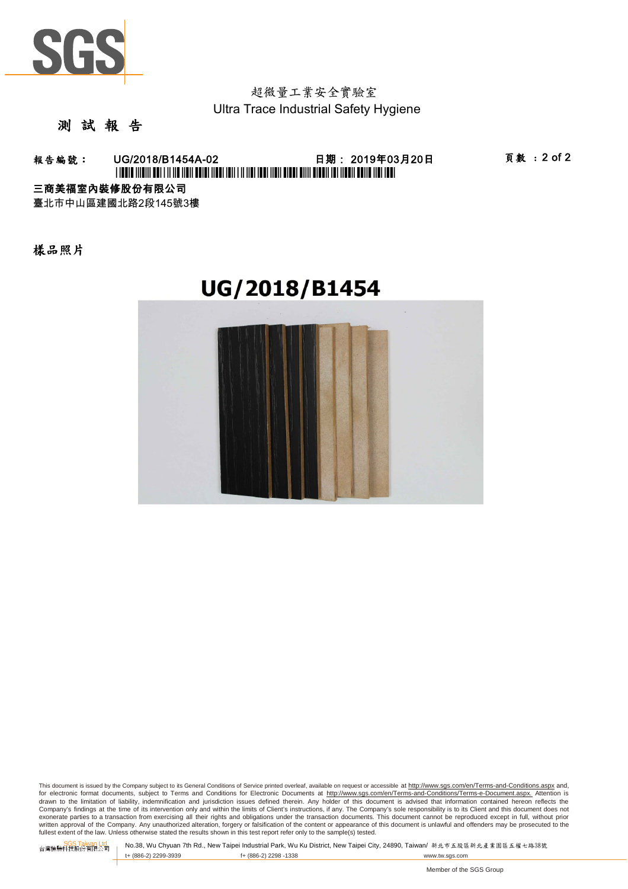# 測 試 報 告

超微量工業安全實驗室
Ultra Trace Industrial Safety Hygiene

報告編號： UG/2018/B1454A-02　　日期： 2019年03月20日

**三商美福室內裝修股份有限公司**
臺北市中山區建國北路2段145號3樓

## 樣品照片

UG/2018/B1454

This document is issued by the Company subject to its General Conditions of Service printed overleaf, available on request or accessible at http://www.sgs.com/en/Terms-and-Conditions.aspx and, for electronic format documents, subject to Terms and Conditions for Electronic Documents at http://www.sgs.com/en/Terms-and-Conditions/Terms-e-Document.aspx. Attention is drawn to the limitation of liability, indemnification and jurisdiction issues defined therein. Any holder of this document is advised that information contained hereon reflects the Company's findings at the time of its intervention only and within the limits of Client's instructions, if any. The Company's sole responsibility is to its Client and this document does not exonerate parties to a transaction from exercising all their rights and obligations under the transaction documents. This document cannot be reproduced except in full, without prior written approval of the Company. Any unauthorized alteration, forgery or falsification of the content or appearance of this document is unlawful and offenders may be prosecuted to the fullest extent of the law. Unless otherwise stated the results shown in this test report refer only to the sample(s) tested.

SGS Taiwan Ltd. 台灣檢驗科技股份有限公司 No.38, Wu Chyuan 7th Rd., New Taipei Industrial Park, Wu Ku District, New Taipei City, 24890, Taiwan/ 新北市五股區新北產業園區五權七路38號
t+ (886-2) 2299-3939 f+ (886-2) 2298 -1338 www.tw.sgs.com

Member of the SGS Group